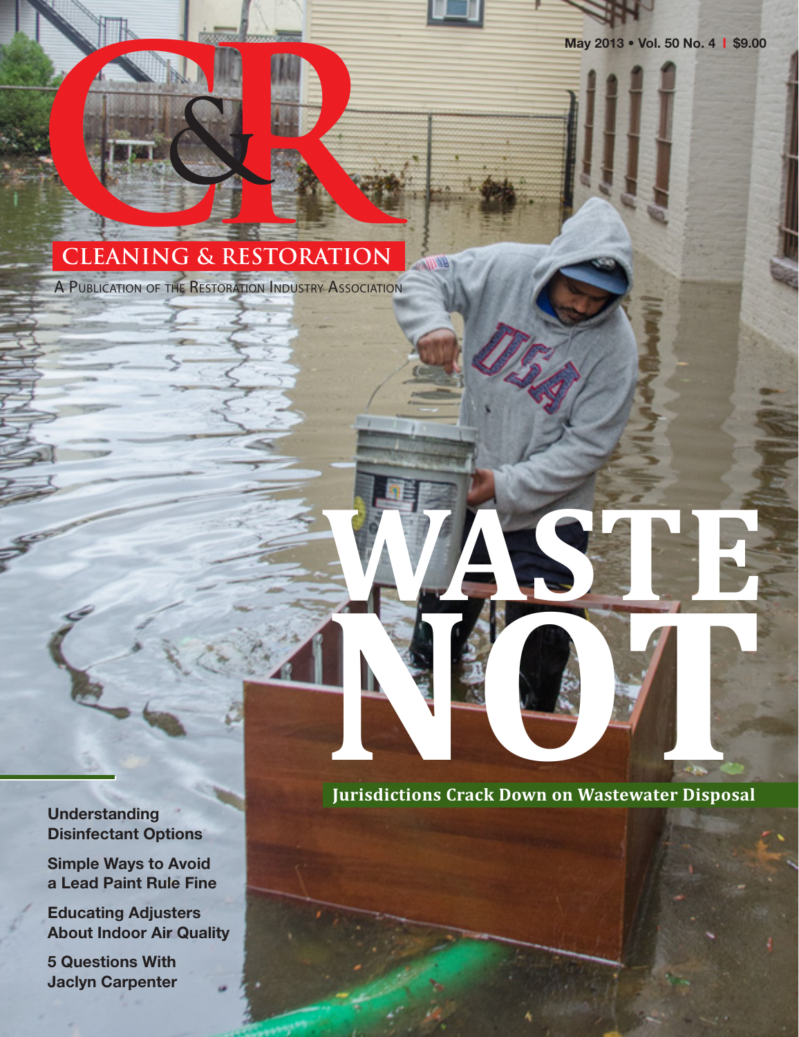# C&R

## CLEANING & RESTORATION

A Publication of the Restoration Industry Association

May 2013 • Vol. 50 No. 4 | $9.00

# WASTE NOT

**Jurisdictions Crack Down on Wastewater Disposal**

**Understanding Disinfectant Options**

**Simple Ways to Avoid a Lead Paint Rule Fine**

**Educating Adjusters About Indoor Air Quality**

**5 Questions With Jaclyn Carpenter**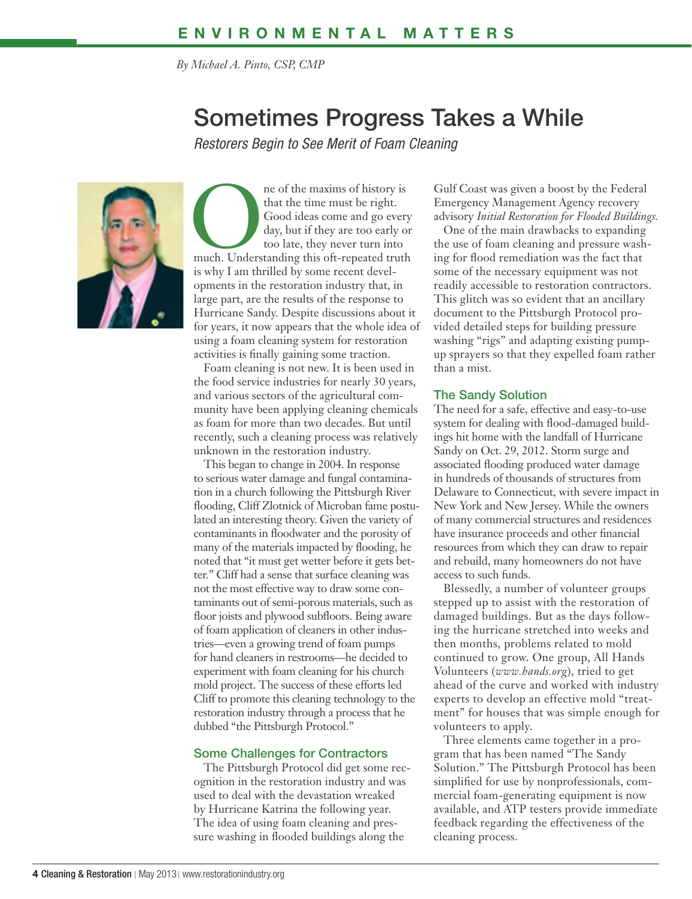ENVIRONMENTAL MATTERS

*By Michael A. Pinto, CSP, CMP*

# Sometimes Progress Takes a While

*Restorers Begin to See Merit of Foam Cleaning*

One of the maxims of history is that the time must be right. Good ideas come and go every day, but if they are too early or too late, they never turn into much. Understanding this oft-repeated truth is why I am thrilled by some recent developments in the restoration industry that, in large part, are the results of the response to Hurricane Sandy. Despite discussions about it for years, it now appears that the whole idea of using a foam cleaning system for restoration activities is finally gaining some traction.

Foam cleaning is not new. It is been used in the food service industries for nearly 30 years, and various sectors of the agricultural community have been applying cleaning chemicals as foam for more than two decades. But until recently, such a cleaning process was relatively unknown in the restoration industry.

This began to change in 2004. In response to serious water damage and fungal contamination in a church following the Pittsburgh River flooding, Cliff Zlotnick of Microban fame postulated an interesting theory. Given the variety of contaminants in floodwater and the porosity of many of the materials impacted by flooding, he noted that "it must get wetter before it gets better." Cliff had a sense that surface cleaning was not the most effective way to draw some contaminants out of semi-porous materials, such as floor joists and plywood subfloors. Being aware of foam application of cleaners in other industries—even a growing trend of foam pumps for hand cleaners in restrooms—he decided to experiment with foam cleaning for his church mold project. The success of these efforts led Cliff to promote this cleaning technology to the restoration industry through a process that he dubbed "the Pittsburgh Protocol."

## Some Challenges for Contractors

The Pittsburgh Protocol did get some recognition in the restoration industry and was used to deal with the devastation wreaked by Hurricane Katrina the following year. The idea of using foam cleaning and pressure washing in flooded buildings along the Gulf Coast was given a boost by the Federal Emergency Management Agency recovery advisory *Initial Restoration for Flooded Buildings.*

One of the main drawbacks to expanding the use of foam cleaning and pressure washing for flood remediation was the fact that some of the necessary equipment was not readily accessible to restoration contractors. This glitch was so evident that an ancillary document to the Pittsburgh Protocol provided detailed steps for building pressure washing "rigs" and adapting existing pump-up sprayers so that they expelled foam rather than a mist.

## The Sandy Solution

The need for a safe, effective and easy-to-use system for dealing with flood-damaged buildings hit home with the landfall of Hurricane Sandy on Oct. 29, 2012. Storm surge and associated flooding produced water damage in hundreds of thousands of structures from Delaware to Connecticut, with severe impact in New York and New Jersey. While the owners of many commercial structures and residences have insurance proceeds and other financial resources from which they can draw to repair and rebuild, many homeowners do not have access to such funds.

Blessedly, a number of volunteer groups stepped up to assist with the restoration of damaged buildings. But as the days following the hurricane stretched into weeks and then months, problems related to mold continued to grow. One group, All Hands Volunteers (*www.hands.org*), tried to get ahead of the curve and worked with industry experts to develop an effective mold "treatment" for houses that was simple enough for volunteers to apply.

Three elements came together in a program that has been named "The Sandy Solution." The Pittsburgh Protocol has been simplified for use by nonprofessionals, commercial foam-generating equipment is now available, and ATP testers provide immediate feedback regarding the effectiveness of the cleaning process.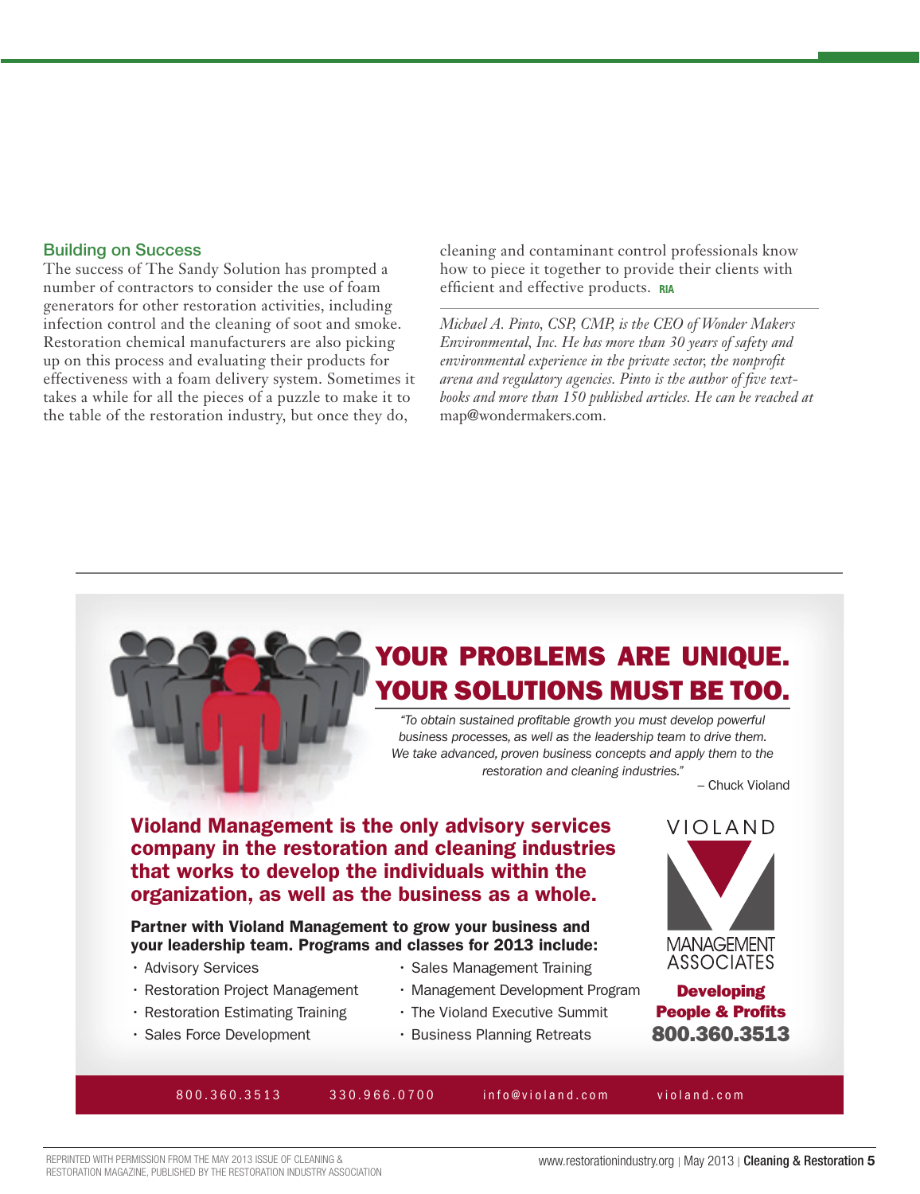### Building on Success

The success of The Sandy Solution has prompted a number of contractors to consider the use of foam generators for other restoration activities, including infection control and the cleaning of soot and smoke. Restoration chemical manufacturers are also picking up on this process and evaluating their products for effectiveness with a foam delivery system. Sometimes it takes a while for all the pieces of a puzzle to make it to the table of the restoration industry, but once they do, cleaning and contaminant control professionals know how to piece it together to provide their clients with efficient and effective products. RIA

---

*Michael A. Pinto, CSP, CMP, is the CEO of Wonder Makers Environmental, Inc. He has more than 30 years of safety and environmental experience in the private sector, the nonprofit arena and regulatory agencies. Pinto is the author of five textbooks and more than 150 published articles. He can be reached at* map@wondermakers.com.

---

## YOUR PROBLEMS ARE UNIQUE. YOUR SOLUTIONS MUST BE TOO.

*"To obtain sustained profitable growth you must develop powerful business processes, as well as the leadership team to drive them. We take advanced, proven business concepts and apply them to the restoration and cleaning industries."*

– Chuck Violand

**Violand Management is the only advisory services company in the restoration and cleaning industries that works to develop the individuals within the organization, as well as the business as a whole.**

**Partner with Violand Management to grow your business and your leadership team. Programs and classes for 2013 include:**

- Advisory Services
- Restoration Project Management
- Restoration Estimating Training
- Sales Force Development
- Sales Management Training
- Management Development Program
- The Violand Executive Summit
- Business Planning Retreats

VIOLAND MANAGEMENT ASSOCIATES

**Developing People & Profits**

**800.360.3513**

800.360.3513 330.966.0700 info@violand.com violand.com

REPRINTED WITH PERMISSION FROM THE MAY 2013 ISSUE OF CLEANING & RESTORATION MAGAZINE, PUBLISHED BY THE RESTORATION INDUSTRY ASSOCIATION